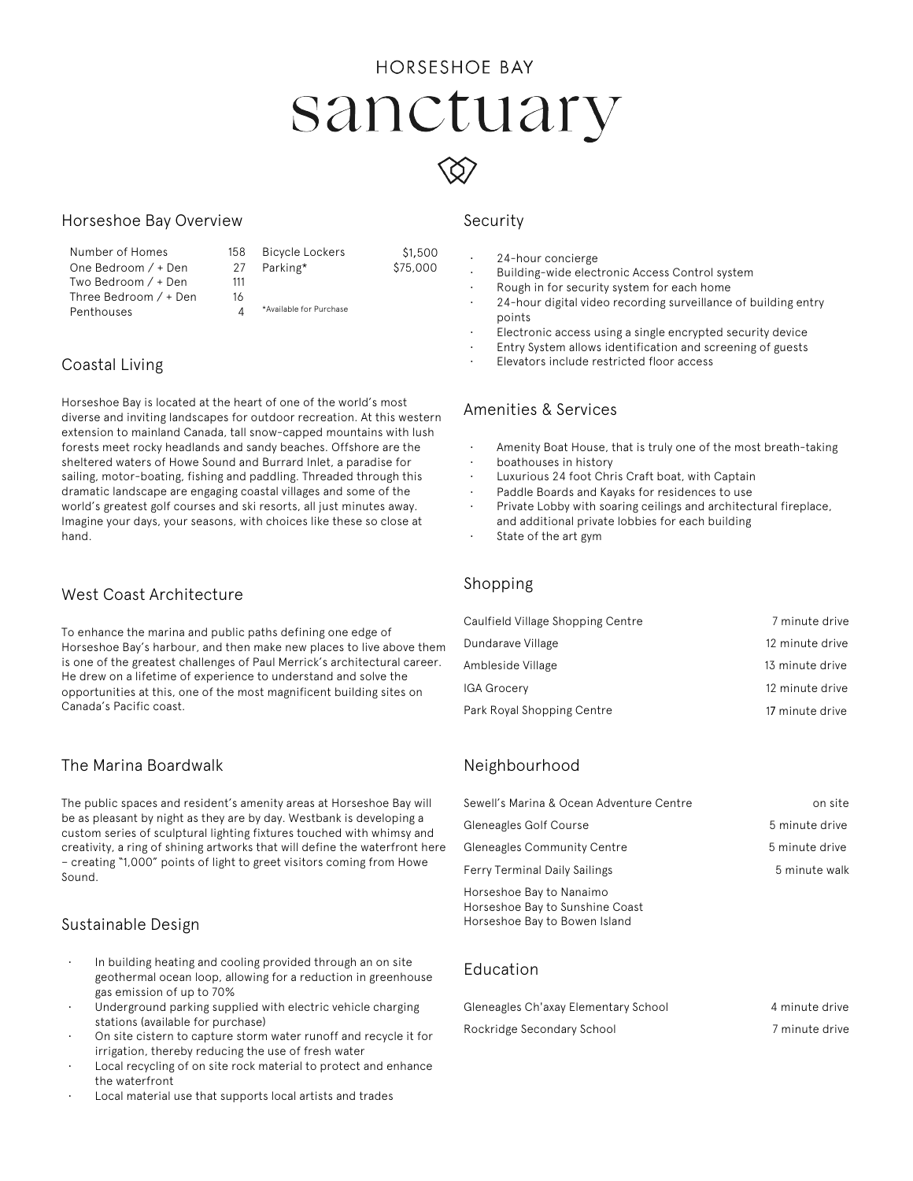HORSESHOE BAY

# sanctuary

## Horseshoe Bay Overview

| | |
|---|---|
| Number of Homes | 158 |
| One Bedroom / + Den | 27 |
| Two Bedroom / + Den | 111 |
| Three Bedroom / + Den | 16 |
| Penthouses | 4 |

| | |
|---|---|
| Bicycle Lockers | $1,500 |
| Parking* | $75,000 |

*Available for Purchase

## Coastal Living

Horseshoe Bay is located at the heart of one of the world's most diverse and inviting landscapes for outdoor recreation. At this western extension to mainland Canada, tall snow-capped mountains with lush forests meet rocky headlands and sandy beaches. Offshore are the sheltered waters of Howe Sound and Burrard Inlet, a paradise for sailing, motor-boating, fishing and paddling. Threaded through this dramatic landscape are engaging coastal villages and some of the world's greatest golf courses and ski resorts, all just minutes away. Imagine your days, your seasons, with choices like these so close at hand.

## West Coast Architecture

To enhance the marina and public paths defining one edge of Horseshoe Bay's harbour, and then make new places to live above them is one of the greatest challenges of Paul Merrick's architectural career. He drew on a lifetime of experience to understand and solve the opportunities at this, one of the most magnificent building sites on Canada's Pacific coast.

## The Marina Boardwalk

The public spaces and resident's amenity areas at Horseshoe Bay will be as pleasant by night as they are by day. Westbank is developing a custom series of sculptural lighting fixtures touched with whimsy and creativity, a ring of shining artworks that will define the waterfront here – creating "1,000" points of light to greet visitors coming from Howe Sound.

## Sustainable Design

- In building heating and cooling provided through an on site geothermal ocean loop, allowing for a reduction in greenhouse gas emission of up to 70%
- Underground parking supplied with electric vehicle charging stations (available for purchase)
- On site cistern to capture storm water runoff and recycle it for irrigation, thereby reducing the use of fresh water
- Local recycling of on site rock material to protect and enhance the waterfront
- Local material use that supports local artists and trades

## Security

- 24-hour concierge
- Building-wide electronic Access Control system
- Rough in for security system for each home
- 24-hour digital video recording surveillance of building entry points
- Electronic access using a single encrypted security device
- Entry System allows identification and screening of guests
- Elevators include restricted floor access

## Amenities & Services

- Amenity Boat House, that is truly one of the most breath-taking
- boathouses in history
- Luxurious 24 foot Chris Craft boat, with Captain
- Paddle Boards and Kayaks for residences to use
- Private Lobby with soaring ceilings and architectural fireplace, and additional private lobbies for each building
- State of the art gym

## Shopping

| | |
|---|---|
| Caulfield Village Shopping Centre | 7 minute drive |
| Dundarave Village | 12 minute drive |
| Ambleside Village | 13 minute drive |
| IGA Grocery | 12 minute drive |
| Park Royal Shopping Centre | 17 minute drive |

## Neighbourhood

| | |
|---|---|
| Sewell's Marina & Ocean Adventure Centre | on site |
| Gleneagles Golf Course | 5 minute drive |
| Gleneagles Community Centre | 5 minute drive |
| Ferry Terminal Daily Sailings | 5 minute walk |

Horseshoe Bay to Nanaimo
Horseshoe Bay to Sunshine Coast
Horseshoe Bay to Bowen Island

## Education

| | |
|---|---|
| Gleneagles Ch'axay Elementary School | 4 minute drive |
| Rockridge Secondary School | 7 minute drive |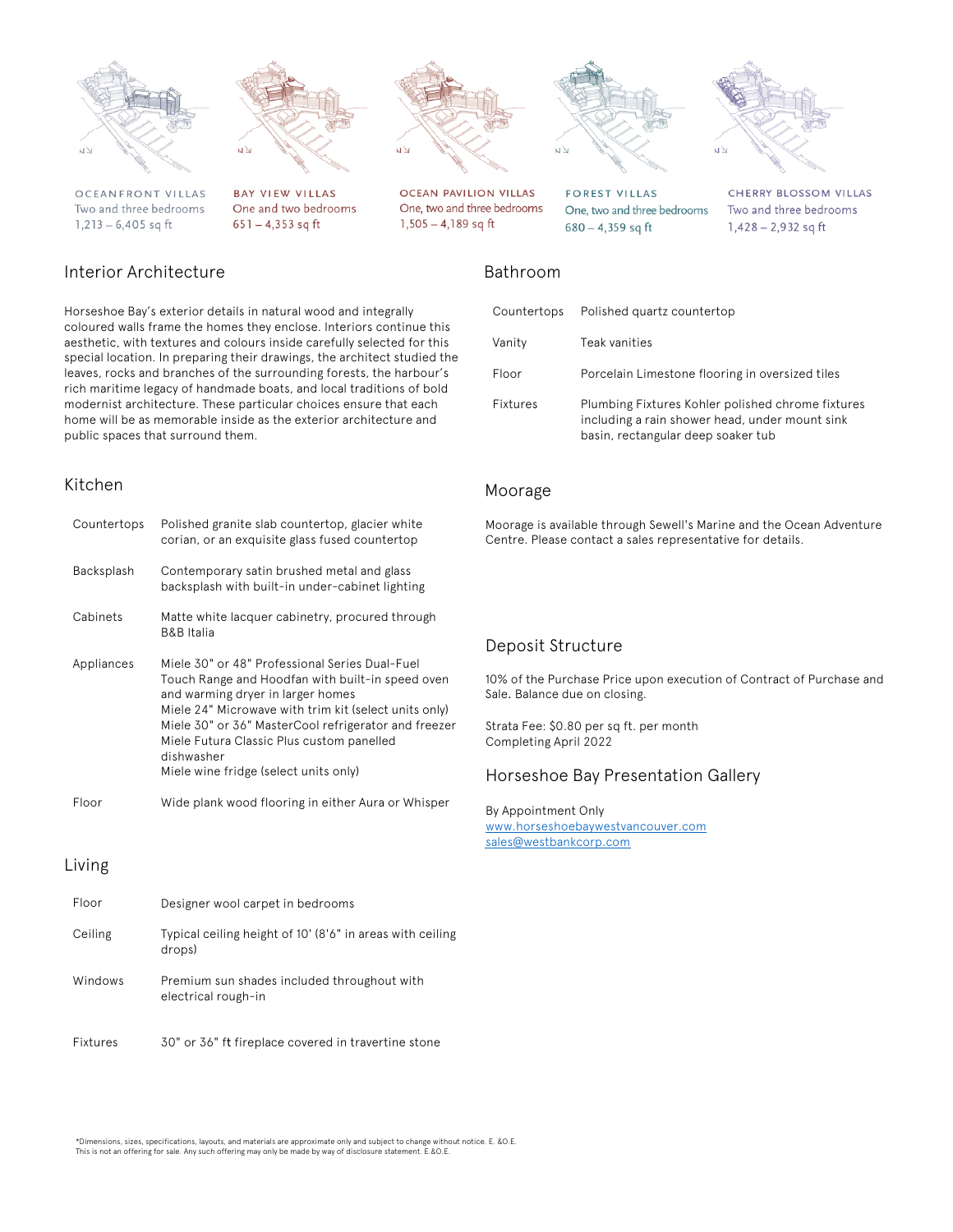OCEANFRONT VILLAS
Two and three bedrooms
1,213 – 6,405 sq ft

BAY VIEW VILLAS
One and two bedrooms
651 – 4,353 sq ft

OCEAN PAVILION VILLAS
One, two and three bedrooms
1,505 – 4,189 sq ft

FOREST VILLAS
One, two and three bedrooms
680 – 4,359 sq ft

CHERRY BLOSSOM VILLAS
Two and three bedrooms
1,428 – 2,932 sq ft

## Interior Architecture

Horseshoe Bay's exterior details in natural wood and integrally coloured walls frame the homes they enclose. Interiors continue this aesthetic, with textures and colours inside carefully selected for this special location. In preparing their drawings, the architect studied the leaves, rocks and branches of the surrounding forests, the harbour's rich maritime legacy of handmade boats, and local traditions of bold modernist architecture. These particular choices ensure that each home will be as memorable inside as the exterior architecture and public spaces that surround them.

## Kitchen

| | |
|---|---|
| Countertops | Polished granite slab countertop, glacier white corian, or an exquisite glass fused countertop |
| Backsplash | Contemporary satin brushed metal and glass backsplash with built-in under-cabinet lighting |
| Cabinets | Matte white lacquer cabinetry, procured through B&B Italia |
| Appliances | Miele 30" or 48" Professional Series Dual-Fuel Touch Range and Hoodfan with built-in speed oven and warming dryer in larger homes<br>Miele 24" Microwave with trim kit (select units only)<br>Miele 30" or 36" MasterCool refrigerator and freezer<br>Miele Futura Classic Plus custom panelled dishwasher<br>Miele wine fridge (select units only) |
| Floor | Wide plank wood flooring in either Aura or Whisper |

## Living

| | |
|---|---|
| Floor | Designer wool carpet in bedrooms |
| Ceiling | Typical ceiling height of 10' (8'6" in areas with ceiling drops) |
| Windows | Premium sun shades included throughout with electrical rough-in |
| Fixtures | 30" or 36" ft fireplace covered in travertine stone |

## Bathroom

| | |
|---|---|
| Countertops | Polished quartz countertop |
| Vanity | Teak vanities |
| Floor | Porcelain Limestone flooring in oversized tiles |
| Fixtures | Plumbing Fixtures Kohler polished chrome fixtures including a rain shower head, under mount sink basin, rectangular deep soaker tub |

## Moorage

Moorage is available through Sewell's Marine and the Ocean Adventure Centre. Please contact a sales representative for details.

## Deposit Structure

10% of the Purchase Price upon execution of Contract of Purchase and Sale. Balance due on closing.

Strata Fee: $0.80 per sq ft. per month
Completing April 2022

## Horseshoe Bay Presentation Gallery

By Appointment Only
www.horseshoebaywestvancouver.com
sales@westbankcorp.com

*Dimensions, sizes, specifications, layouts, and materials are approximate only and subject to change without notice. E. &O.E.
This is not an offering for sale. Any such offering may only be made by way of disclosure statement. E.&O.E.